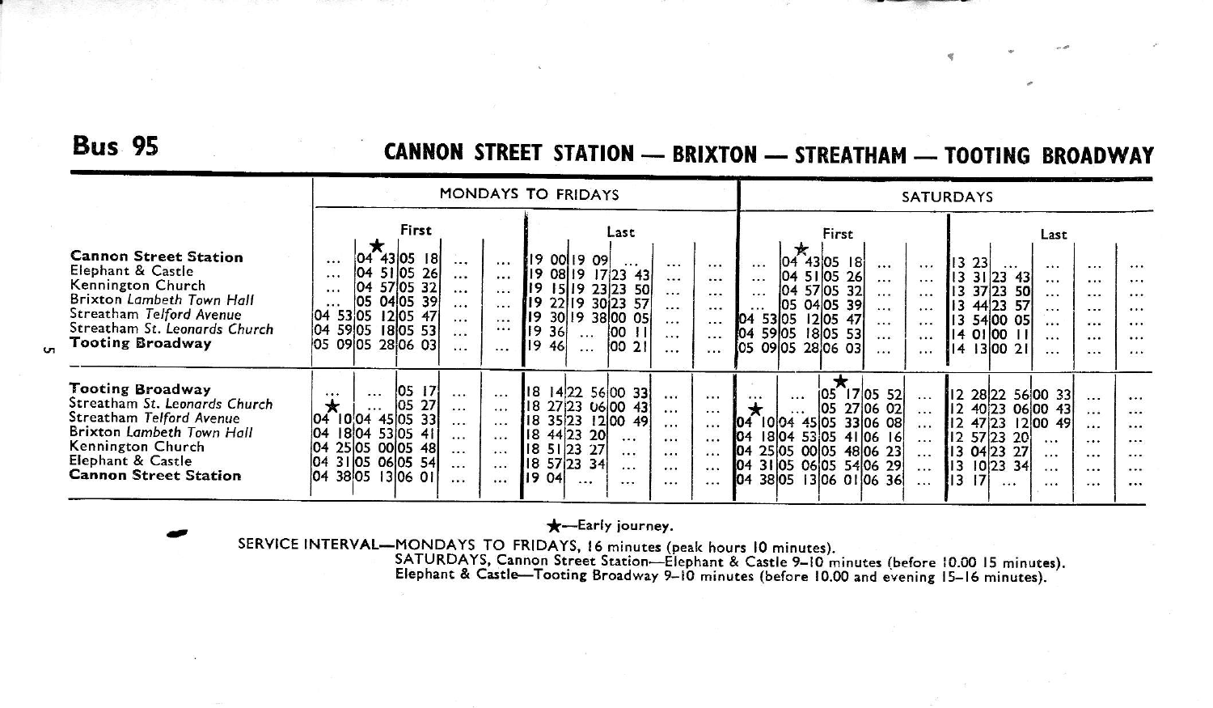# Bus 95

## CANNON STREET STATION — BRIXTON — STREATHAM — TOOTING BROADWAY

### MONDAYS TO FRIDAYS

| | First | | | | | Last | | | | |
|---|---|---|---|---|---|---|---|---|---|---|
| **Cannon Street Station** | ... | ★04 43 | 05 18 | ... | ... | 19 00 | 19 09 | ... | ... | ... |
| Elephant & Castle | ... | 04 51 | 05 26 | ... | ... | 19 08 | 19 17 | 23 43 | ... | ... |
| Kennington Church | ... | 04 57 | 05 32 | ... | ... | 19 15 | 19 23 | 23 50 | ... | ... |
| Brixton *Lambeth Town Hall* | ... | 05 04 | 05 39 | ... | ... | 19 22 | 19 30 | 23 57 | ... | ... |
| Streatham *Telford Avenue* | 04 53 | 05 12 | 05 47 | ... | ... | 19 30 | 19 38 | 00 05 | ... | ... |
| Streatham *St. Leonards Church* | 04 59 | 05 18 | 05 53 | ... | ... | 19 36 | ... | 00 11 | ... | ... |
| **Tooting Broadway** | 05 09 | 05 28 | 06 03 | ... | ... | 19 46 | ... | 00 21 | ... | ... |
| **Tooting Broadway** | ... | ... | 05 17 | ... | ... | 18 14 | 22 56 | 00 33 | ... | ... |
| Streatham *St. Leonards Church* | ★ | ... | 05 27 | ... | ... | 18 27 | 23 06 | 00 43 | ... | ... |
| Streatham *Telford Avenue* | 04 10 | 04 45 | 05 33 | ... | ... | 18 35 | 23 12 | 00 49 | ... | ... |
| Brixton *Lambeth Town Hall* | 04 18 | 04 53 | 05 41 | ... | ... | 18 44 | 23 20 | ... | ... | ... |
| Kennington Church | 04 25 | 05 00 | 05 48 | ... | ... | 18 51 | 23 27 | ... | ... | ... |
| Elephant & Castle | 04 31 | 05 06 | 05 54 | ... | ... | 18 57 | 23 34 | ... | ... | ... |
| **Cannon Street Station** | 04 38 | 05 13 | 06 01 | ... | ... | 19 04 | ... | ... | ... | ... |

### SATURDAYS

| | First | | | | | Last | | | | |
|---|---|---|---|---|---|---|---|---|---|---|
| **Cannon Street Station** | ... | ★04 43 | 05 18 | ... | ... | 13 23 | ... | ... | ... | ... |
| Elephant & Castle | ... | 04 51 | 05 26 | ... | ... | 13 31 | 23 43 | ... | ... | ... |
| Kennington Church | ... | 04 57 | 05 32 | ... | ... | 13 37 | 23 50 | ... | ... | ... |
| Brixton *Lambeth Town Hall* | ... | 05 04 | 05 39 | ... | ... | 13 44 | 23 57 | ... | ... | ... |
| Streatham *Telford Avenue* | 04 53 | 05 12 | 05 47 | ... | ... | 13 54 | 00 05 | ... | ... | ... |
| Streatham *St. Leonards Church* | 04 59 | 05 18 | 05 53 | ... | ... | 14 01 | 00 11 | ... | ... | ... |
| **Tooting Broadway** | 05 09 | 05 28 | 06 03 | ... | ... | 14 13 | 00 21 | ... | ... | ... |
| **Tooting Broadway** | ... | ... | ★05 17 | 05 52 | ... | 12 28 | 22 56 | 00 33 | ... | ... |
| Streatham *St. Leonards Church* | ★ | ... | 05 27 | 06 02 | ... | 12 40 | 23 06 | 00 43 | ... | ... |
| Streatham *Telford Avenue* | 04 10 | 04 45 | 05 33 | 06 08 | ... | 12 47 | 23 12 | 00 49 | ... | ... |
| Brixton *Lambeth Town Hall* | 04 18 | 04 53 | 05 41 | 06 16 | ... | 12 57 | 23 20 | ... | ... | ... |
| Kennington Church | 04 25 | 05 00 | 05 48 | 06 23 | ... | 13 04 | 23 27 | ... | ... | ... |
| Elephant & Castle | 04 31 | 05 06 | 05 54 | 06 29 | ... | 13 10 | 23 34 | ... | ... | ... |
| **Cannon Street Station** | 04 38 | 05 13 | 06 01 | 06 36 | ... | 13 17 | ... | ... | ... | ... |

★—Early journey.

SERVICE INTERVAL—MONDAYS TO FRIDAYS, 16 minutes (peak hours 10 minutes).
SATURDAYS, Cannon Street Station—Elephant & Castle 9–10 minutes (before 10.00 15 minutes).
Elephant & Castle—Tooting Broadway 9–10 minutes (before 10.00 and evening 15–16 minutes).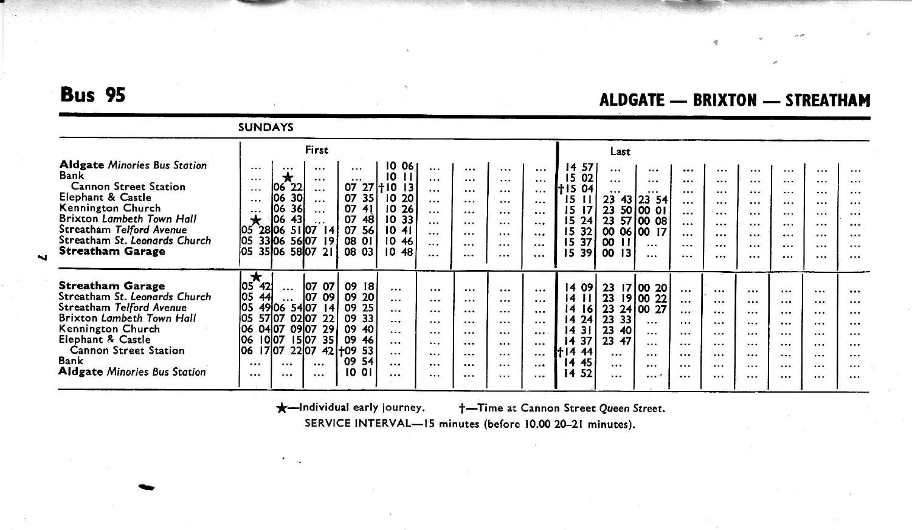## Bus 95

## ALDGATE — BRIXTON — STREATHAM

### SUNDAYS

| | First | | | | | | | | | Last | | | | | | | | |
|---|---|---|---|---|---|---|---|---|---|---|---|---|---|---|---|---|---|---|
| **Aldgate** *Minories Bus Station* | ... | ... | ... | ... | 10 06 | ... | ... | ... | ... | 14 57 | ... | ... | ... | ... | ... | ... | ... | ... |
| Bank | ... | ★ | ... | ... | 10 11 | ... | ... | ... | ... | 15 02 | ... | ... | ... | ... | ... | ... | ... | ... |
| Cannon Street Station | ... | 06 22 | ... | 07 27 | †10 13 | ... | ... | ... | ... | †15 04 | ... | ... | ... | ... | ... | ... | ... | ... |
| Elephant & Castle | ... | 06 30 | ... | 07 35 | 10 20 | ... | ... | ... | ... | 15 11 | 23 43 | 23 54 | ... | ... | ... | ... | ... | ... |
| Kennington Church | ... | 06 36 | ... | 07 41 | 10 26 | ... | ... | ... | ... | 15 17 | 23 50 | 00 01 | ... | ... | ... | ... | ... | ... |
| Brixton *Lambeth Town Hall* | ★ | 06 43 | ... | 07 48 | 10 33 | ... | ... | ... | ... | 15 24 | 23 57 | 00 08 | ... | ... | ... | ... | ... | ... |
| Streatham *Telford Avenue* | 05 28 | 06 51 | 07 14 | 07 56 | 10 41 | ... | ... | ... | ... | 15 32 | 00 06 | 00 17 | ... | ... | ... | ... | ... | ... |
| Streatham *St. Leonards Church* | 05 33 | 06 56 | 07 19 | 08 01 | 10 46 | ... | ... | ... | ... | 15 37 | 00 11 | ... | ... | ... | ... | ... | ... | ... |
| **Streatham Garage** | 05 35 | 06 58 | 07 21 | 08 03 | 10 48 | ... | ... | ... | ... | 15 39 | 00 13 | ... | ... | ... | ... | ... | ... | ... |

| | First | | | | | | | | | Last | | | | | | | | |
|---|---|---|---|---|---|---|---|---|---|---|---|---|---|---|---|---|---|---|
| **Streatham Garage** | ★ 05 42 | ... | 07 07 | 09 18 | ... | ... | ... | ... | ... | 14 09 | 23 17 | 00 20 | ... | ... | ... | ... | ... | ... |
| Streatham *St. Leonards Church* | 05 44 | ... | 07 09 | 09 20 | ... | ... | ... | ... | ... | 14 11 | 23 19 | 00 22 | ... | ... | ... | ... | ... | ... |
| Streatham *Telford Avenue* | 05 49 | 06 54 | 07 14 | 09 25 | ... | ... | ... | ... | ... | 14 16 | 23 24 | 00 27 | ... | ... | ... | ... | ... | ... |
| Brixton *Lambeth Town Hall* | 05 57 | 07 02 | 07 22 | 09 33 | ... | ... | ... | ... | ... | 14 24 | 23 33 | ... | ... | ... | ... | ... | ... | ... |
| Kennington Church | 06 04 | 07 09 | 07 29 | 09 40 | ... | ... | ... | ... | ... | 14 31 | 23 40 | ... | ... | ... | ... | ... | ... | ... |
| Elephant & Castle | 06 10 | 07 15 | 07 35 | 09 46 | ... | ... | ... | ... | ... | 14 37 | 23 47 | ... | ... | ... | ... | ... | ... | ... |
| Cannon Street Station | 06 17 | 07 22 | 07 42 | †09 53 | ... | ... | ... | ... | ... | †14 44 | ... | ... | ... | ... | ... | ... | ... | ... |
| Bank | ... | ... | ... | 09 54 | ... | ... | ... | ... | ... | 14 45 | ... | ... | ... | ... | ... | ... | ... | ... |
| **Aldgate** *Minories Bus Station* | ... | ... | ... | 10 01 | ... | ... | ... | ... | ... | 14 52 | ... | ... | ... | ... | ... | ... | ... | ... |

★—Individual early journey. †—Time at Cannon Street *Queen Street*.

SERVICE INTERVAL—15 minutes (before 10.00 20–21 minutes).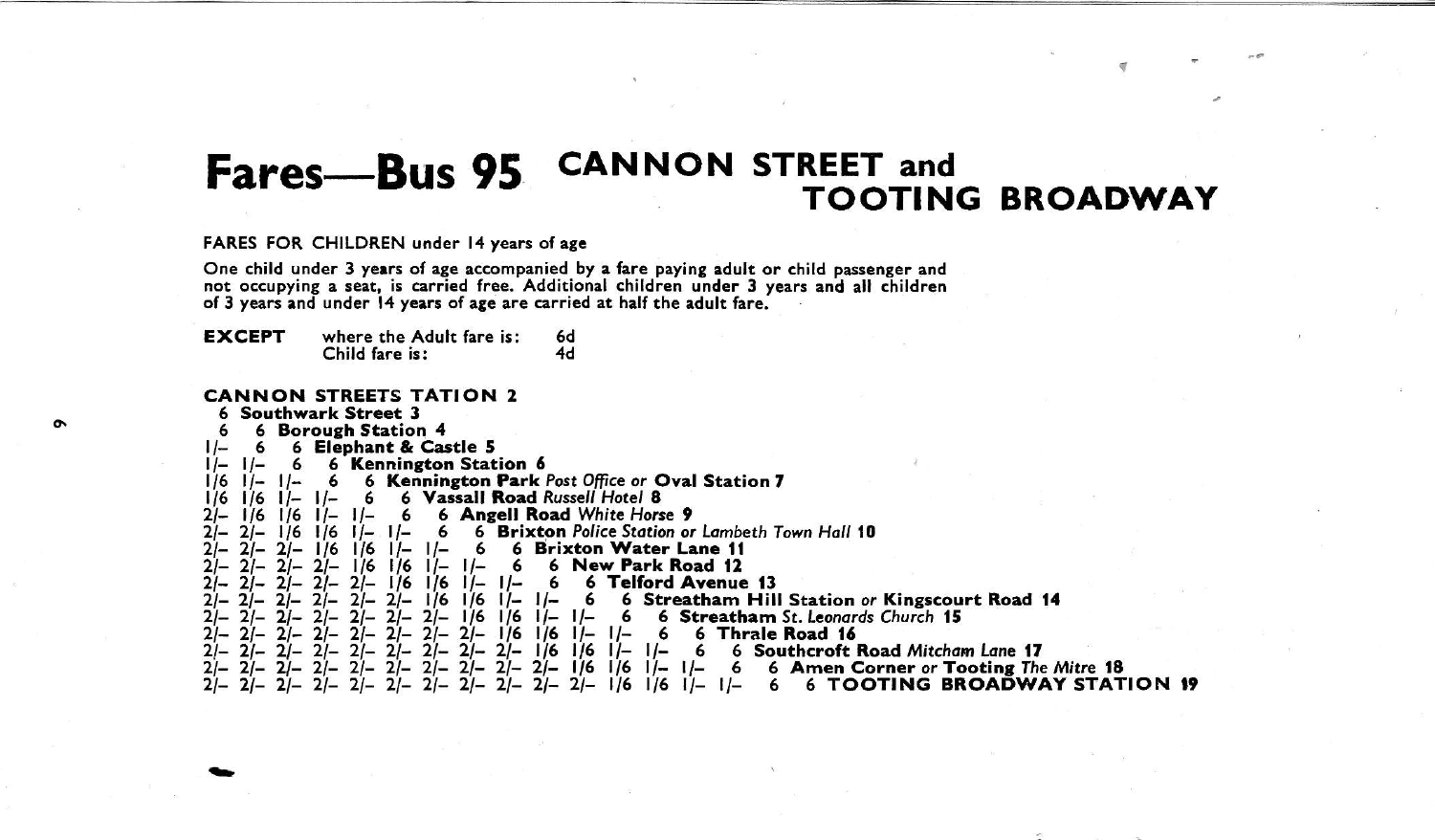# Fares—Bus 95 CANNON STREET and TOOTING BROADWAY

FARES FOR CHILDREN under 14 years of age

One child under 3 years of age accompanied by a fare paying adult or child passenger and not occupying a seat, is carried free. Additional children under 3 years and all children of 3 years and under 14 years of age are carried at half the adult fare.

**EXCEPT** where the Adult fare is: 6d
Child fare is: 4d

**CANNON STREETS TATION 2**
6 **Southwark Street 3**
6 6 **Borough Station 4**
1/- 6 6 **Elephant & Castle 5**
1/- 1/- 6 6 **Kennington Station 6**
1/6 1/- 1/- 6 6 **Kennington Park** *Post Office or* **Oval Station 7**
1/6 1/6 1/- 1/- 6 6 **Vassall Road** *Russell Hotel* **8**
2/- 1/6 1/6 1/- 1/- 6 6 **Angell Road** *White Horse* **9**
2/- 2/- 1/6 1/6 1/- 1/- 6 6 **Brixton** *Police Station or Lambeth Town Hall* **10**
2/- 2/- 2/- 1/6 1/6 1/- 1/- 6 6 **Brixton Water Lane 11**
2/- 2/- 2/- 2/- 1/6 1/6 1/- 1/- 6 6 **New Park Road 12**
2/- 2/- 2/- 2/- 2/- 1/6 1/6 1/- 1/- 6 6 **Telford Avenue 13**
2/- 2/- 2/- 2/- 2/- 2/- 1/6 1/6 1/- 1/- 6 6 **Streatham Hill Station** *or* **Kingscourt Road 14**
2/- 2/- 2/- 2/- 2/- 2/- 2/- 1/6 1/6 1/- 1/- 6 6 **Streatham** *St. Leonards Church* **15**
2/- 2/- 2/- 2/- 2/- 2/- 2/- 2/- 1/6 1/6 1/- 1/- 6 6 **Thrale Road 16**
2/- 2/- 2/- 2/- 2/- 2/- 2/- 2/- 2/- 1/6 1/6 1/- 1/- 6 6 **Southcroft Road** *Mitcham Lane* **17**
2/- 2/- 2/- 2/- 2/- 2/- 2/- 2/- 2/- 2/- 1/6 1/6 1/- 1/- 6 6 **Amen Corner** *or* **Tooting** *The Mitre* **18**
2/- 2/- 2/- 2/- 2/- 2/- 2/- 2/- 2/- 2/- 2/- 1/6 1/6 1/- 1/- 6 6 **TOOTING BROADWAY STATION 19**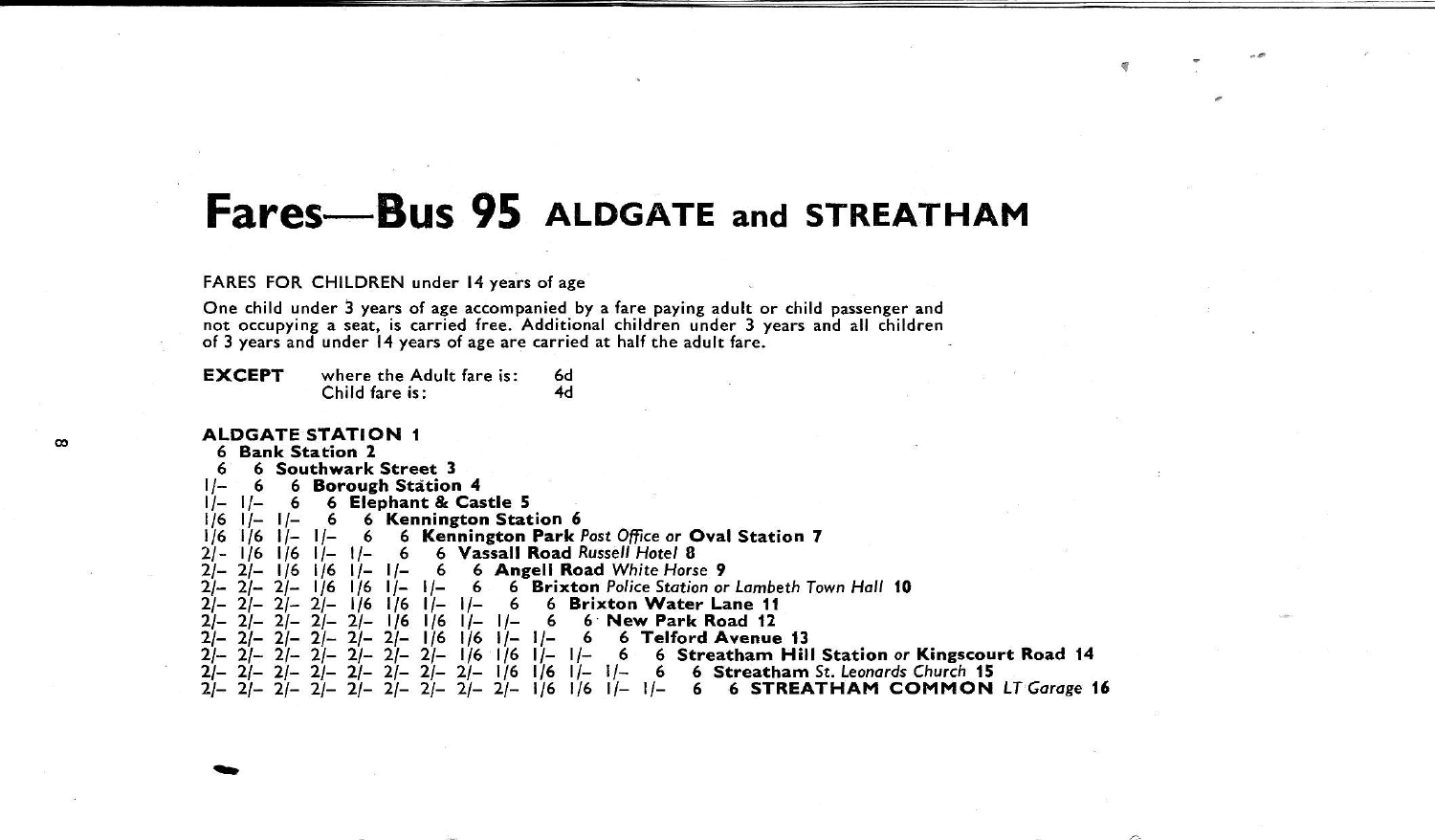# Fares—Bus 95 ALDGATE and STREATHAM

FARES FOR CHILDREN under 14 years of age

One child under 3 years of age accompanied by a fare paying adult or child passenger and not occupying a seat, is carried free. Additional children under 3 years and all children of 3 years and under 14 years of age are carried at half the adult fare.

| | | |
|---|---|---|
| **EXCEPT** | where the Adult fare is: | 6d |
| | Child fare is: | 4d |

| | | | | | | | | | | | | | | | |
|---|---|---|---|---|---|---|---|---|---|---|---|---|---|---|---|
| **ALDGATE STATION 1** | | | | | | | | | | | | | | | |
| 6 | **Bank Station 2** | | | | | | | | | | | | | | |
| 6 | 6 | **Southwark Street 3** | | | | | | | | | | | | | |
| 1/- | 6 | 6 | **Borough Station 4** | | | | | | | | | | | | |
| 1/- | 1/- | 6 | 6 | **Elephant & Castle 5** | | | | | | | | | | | |
| 1/6 | 1/- | 1/- | 6 | 6 | **Kennington Station 6** | | | | | | | | | | |
| 1/6 | 1/6 | 1/- | 1/- | 6 | 6 | **Kennington Park** *Post Office or* **Oval Station 7** | | | | | | | | | |
| 2/- | 1/6 | 1/6 | 1/- | 1/- | 6 | 6 | **Vassall Road** *Russell Hotel* **8** | | | | | | | | |
| 2/- | 2/- | 1/6 | 1/6 | 1/- | 1/- | 6 | 6 | **Angell Road** *White Horse* **9** | | | | | | | |
| 2/- | 2/- | 2/- | 1/6 | 1/6 | 1/- | 1/- | 6 | 6 | **Brixton** *Police Station or Lambeth Town Hall* **10** | | | | | | |
| 2/- | 2/- | 2/- | 2/- | 1/6 | 1/6 | 1/- | 1/- | 6 | 6 | **Brixton Water Lane 11** | | | | | |
| 2/- | 2/- | 2/- | 2/- | 2/- | 1/6 | 1/6 | 1/- | 1/- | 6 | 6 | **New Park Road 12** | | | | |
| 2/- | 2/- | 2/- | 2/- | 2/- | 2/- | 1/6 | 1/6 | 1/- | 1/- | 6 | 6 | **Telford Avenue 13** | | | |
| 2/- | 2/- | 2/- | 2/- | 2/- | 2/- | 2/- | 1/6 | 1/6 | 1/- | 1/- | 6 | 6 | **Streatham Hill Station** *or* **Kingscourt Road 14** | | |
| 2/- | 2/- | 2/- | 2/- | 2/- | 2/- | 2/- | 2/- | 1/6 | 1/6 | 1/- | 1/- | 6 | 6 | **Streatham** *St. Leonards Church* **15** | |
| 2/- | 2/- | 2/- | 2/- | 2/- | 2/- | 2/- | 2/- | 2/- | 1/6 | 1/6 | 1/- | 1/- | 6 | 6 | **STREATHAM COMMON** *LT Garage* **16** |